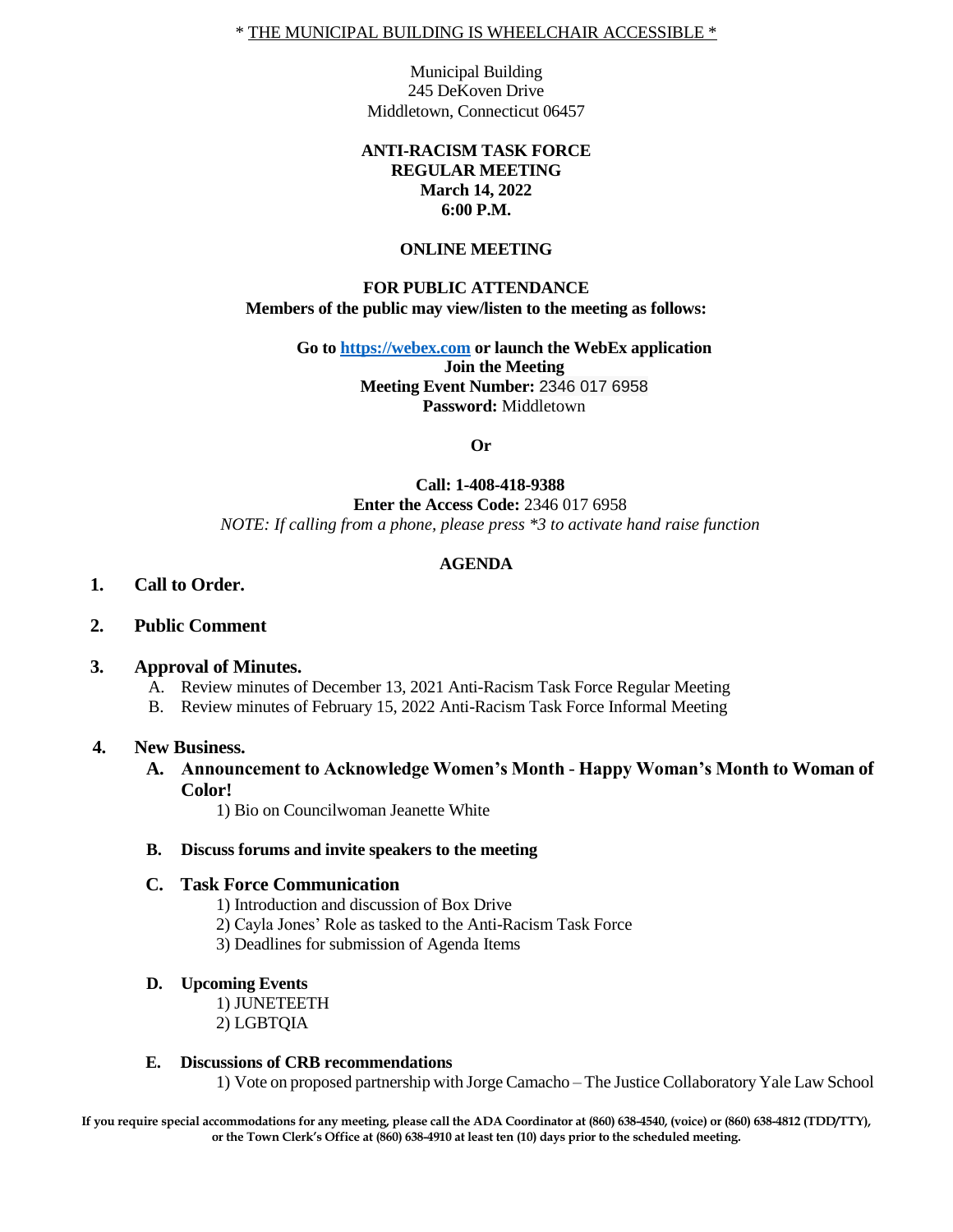\* THE MUNICIPAL BUILDING IS WHEELCHAIR ACCESSIBLE \*

Municipal Building
245 DeKoven Drive
Middletown, Connecticut 06457

**ANTI-RACISM TASK FORCE**
**REGULAR MEETING**
**March 14, 2022**
**6:00 P.M.**

**ONLINE MEETING**

**FOR PUBLIC ATTENDANCE**
**Members of the public may view/listen to the meeting as follows:**

**Go to [https://webex.com](https://webex.com) or launch the WebEx application**
**Join the Meeting**
**Meeting Event Number:** 2346 017 6958
**Password:** Middletown

**Or**

**Call: 1-408-418-9388**
**Enter the Access Code:** 2346 017 6958
*NOTE: If calling from a phone, please press \*3 to activate hand raise function*

## AGENDA

**1. Call to Order.**

**2. Public Comment**

**3. Approval of Minutes.**

A. Review minutes of December 13, 2021 Anti-Racism Task Force Regular Meeting
B. Review minutes of February 15, 2022 Anti-Racism Task Force Informal Meeting

**4. New Business.**

**A. Announcement to Acknowledge Women's Month - Happy Woman's Month to Woman of Color!**

1) Bio on Councilwoman Jeanette White

**B. Discuss forums and invite speakers to the meeting**

**C. Task Force Communication**

1) Introduction and discussion of Box Drive
2) Cayla Jones' Role as tasked to the Anti-Racism Task Force
3) Deadlines for submission of Agenda Items

**D. Upcoming Events**

1) JUNETEETH
2) LGBTQIA

**E. Discussions of CRB recommendations**

1) Vote on proposed partnership with Jorge Camacho – The Justice Collaboratory Yale Law School

**If you require special accommodations for any meeting, please call the ADA Coordinator at (860) 638-4540, (voice) or (860) 638-4812 (TDD/TTY), or the Town Clerk's Office at (860) 638-4910 at least ten (10) days prior to the scheduled meeting.**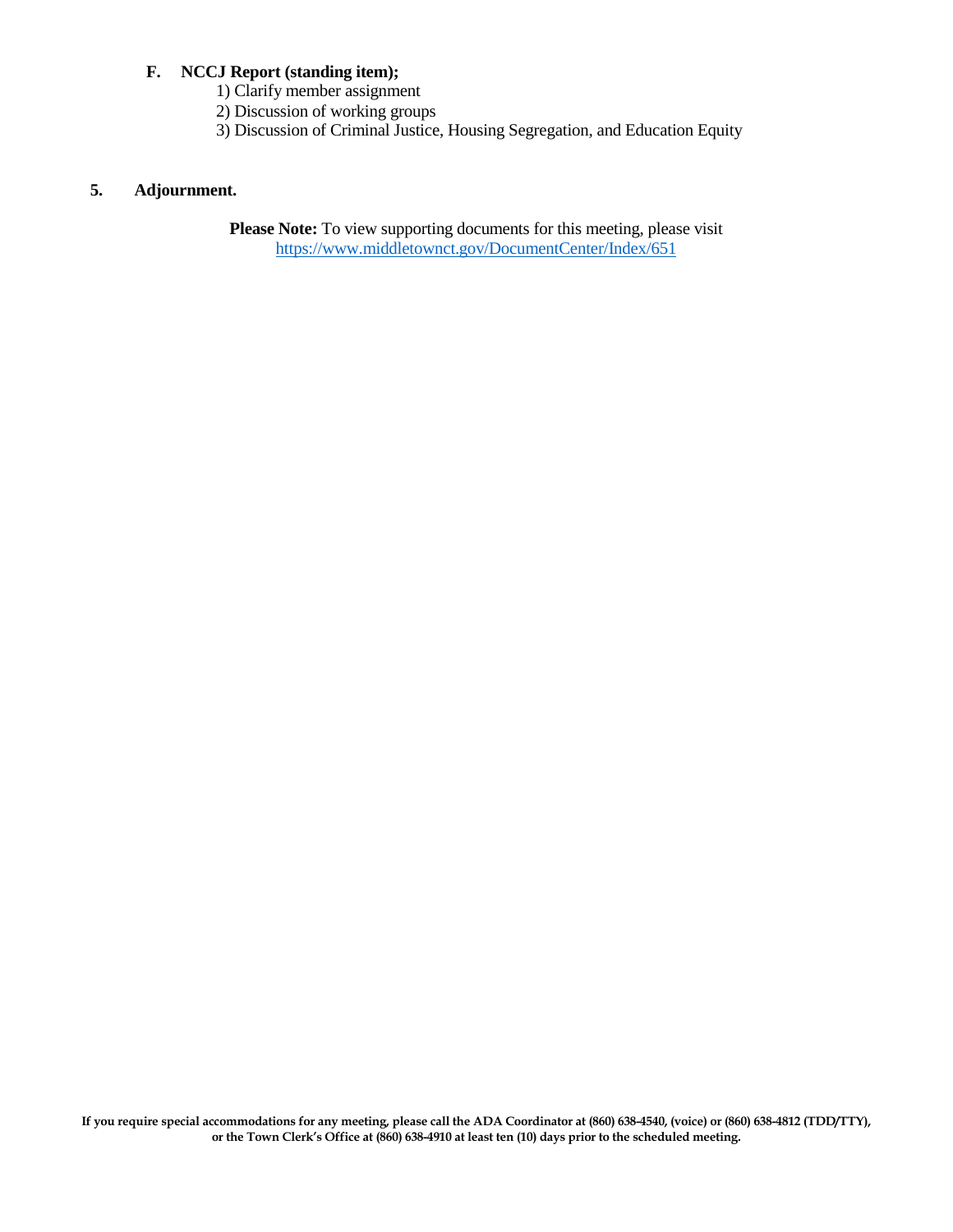**F. NCCJ Report (standing item);**

1) Clarify member assignment
2) Discussion of working groups
3) Discussion of Criminal Justice, Housing Segregation, and Education Equity

**5. Adjournment.**

**Please Note:** To view supporting documents for this meeting, please visit https://www.middletownct.gov/DocumentCenter/Index/651

**If you require special accommodations for any meeting, please call the ADA Coordinator at (860) 638-4540, (voice) or (860) 638-4812 (TDD/TTY), or the Town Clerk's Office at (860) 638-4910 at least ten (10) days prior to the scheduled meeting.**